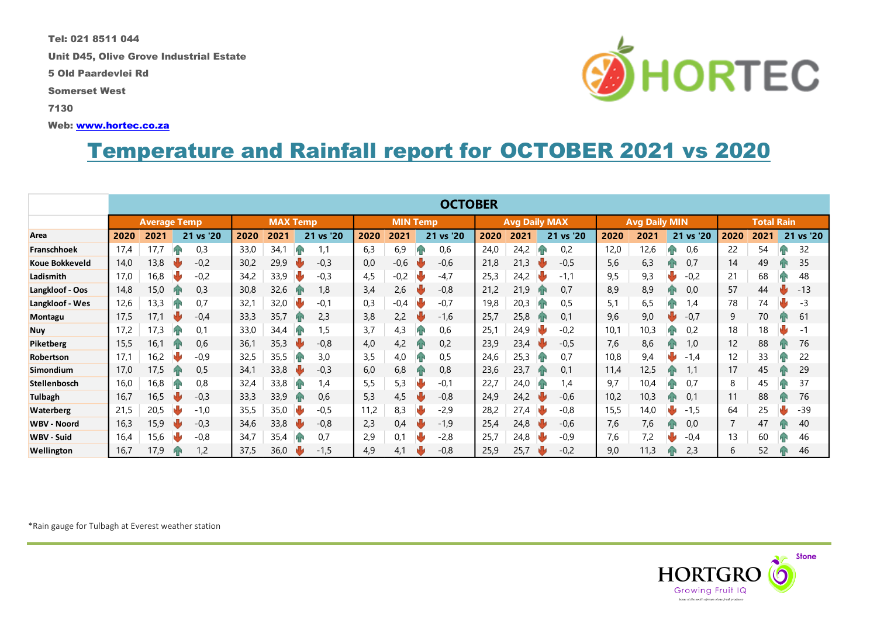Tel: 021 8511 044

Unit D45, Olive Grove Industrial Estate

5 Old Paardevlei Rd

Somerset West

7130

Web: www.hortec.co.za

HORTEC

# Temperature and Rainfall report for OCTOBER 2021 vs 2020

| | OCTOBER | | | | | | | | | | | | | | | | | |
|---|---|---|---|---|---|---|---|---|---|---|---|---|---|---|---|---|---|---|
| | Average Temp | | | MAX Temp | | | MIN Temp | | | Avg Daily MAX | | | Avg Daily MIN | | | Total Rain | | |
| Area | 2020 | 2021 | 21 vs '20 | 2020 | 2021 | 21 vs '20 | 2020 | 2021 | 21 vs '20 | 2020 | 2021 | 21 vs '20 | 2020 | 2021 | 21 vs '20 | 2020 | 2021 | 21 vs '20 |
| Franschhoek | 17,4 | 17,7 | 0,3 | 33,0 | 34,1 | 1,1 | 6,3 | 6,9 | 0,6 | 24,0 | 24,2 | 0,2 | 12,0 | 12,6 | 0,6 | 22 | 54 | 32 |
| Koue Bokkeveld | 14,0 | 13,8 | -0,2 | 30,2 | 29,9 | -0,3 | 0,0 | -0,6 | -0,6 | 21,8 | 21,3 | -0,5 | 5,6 | 6,3 | 0,7 | 14 | 49 | 35 |
| Ladismith | 17,0 | 16,8 | -0,2 | 34,2 | 33,9 | -0,3 | 4,5 | -0,2 | -4,7 | 25,3 | 24,2 | -1,1 | 9,5 | 9,3 | -0,2 | 21 | 68 | 48 |
| Langkloof - Oos | 14,8 | 15,0 | 0,3 | 30,8 | 32,6 | 1,8 | 3,4 | 2,6 | -0,8 | 21,2 | 21,9 | 0,7 | 8,9 | 8,9 | 0,0 | 57 | 44 | -13 |
| Langkloof - Wes | 12,6 | 13,3 | 0,7 | 32,1 | 32,0 | -0,1 | 0,3 | -0,4 | -0,7 | 19,8 | 20,3 | 0,5 | 5,1 | 6,5 | 1,4 | 78 | 74 | -3 |
| Montagu | 17,5 | 17,1 | -0,4 | 33,3 | 35,7 | 2,3 | 3,8 | 2,2 | -1,6 | 25,7 | 25,8 | 0,1 | 9,6 | 9,0 | -0,7 | 9 | 70 | 61 |
| Nuy | 17,2 | 17,3 | 0,1 | 33,0 | 34,4 | 1,5 | 3,7 | 4,3 | 0,6 | 25,1 | 24,9 | -0,2 | 10,1 | 10,3 | 0,2 | 18 | 18 | -1 |
| Piketberg | 15,5 | 16,1 | 0,6 | 36,1 | 35,3 | -0,8 | 4,0 | 4,2 | 0,2 | 23,9 | 23,4 | -0,5 | 7,6 | 8,6 | 1,0 | 12 | 88 | 76 |
| Robertson | 17,1 | 16,2 | -0,9 | 32,5 | 35,5 | 3,0 | 3,5 | 4,0 | 0,5 | 24,6 | 25,3 | 0,7 | 10,8 | 9,4 | -1,4 | 12 | 33 | 22 |
| Simondium | 17,0 | 17,5 | 0,5 | 34,1 | 33,8 | -0,3 | 6,0 | 6,8 | 0,8 | 23,6 | 23,7 | 0,1 | 11,4 | 12,5 | 1,1 | 17 | 45 | 29 |
| Stellenbosch | 16,0 | 16,8 | 0,8 | 32,4 | 33,8 | 1,4 | 5,5 | 5,3 | -0,1 | 22,7 | 24,0 | 1,4 | 9,7 | 10,4 | 0,7 | 8 | 45 | 37 |
| Tulbagh | 16,7 | 16,5 | -0,3 | 33,3 | 33,9 | 0,6 | 5,3 | 4,5 | -0,8 | 24,9 | 24,2 | -0,6 | 10,2 | 10,3 | 0,1 | 11 | 88 | 76 |
| Waterberg | 21,5 | 20,5 | -1,0 | 35,5 | 35,0 | -0,5 | 11,2 | 8,3 | -2,9 | 28,2 | 27,4 | -0,8 | 15,5 | 14,0 | -1,5 | 64 | 25 | -39 |
| WBV - Noord | 16,3 | 15,9 | -0,3 | 34,6 | 33,8 | -0,8 | 2,3 | 0,4 | -1,9 | 25,4 | 24,8 | -0,6 | 7,6 | 7,6 | 0,0 | 7 | 47 | 40 |
| WBV - Suid | 16,4 | 15,6 | -0,8 | 34,7 | 35,4 | 0,7 | 2,9 | 0,1 | -2,8 | 25,7 | 24,8 | -0,9 | 7,6 | 7,2 | -0,4 | 13 | 60 | 46 |
| Wellington | 16,7 | 17,9 | 1,2 | 37,5 | 36,0 | -1,5 | 4,9 | 4,1 | -0,8 | 25,9 | 25,7 | -0,2 | 9,0 | 11,3 | 2,3 | 6 | 52 | 46 |

*Rain gauge for Tulbagh at Everest weather station

HORTGRO Stone
Growing Fruit IQ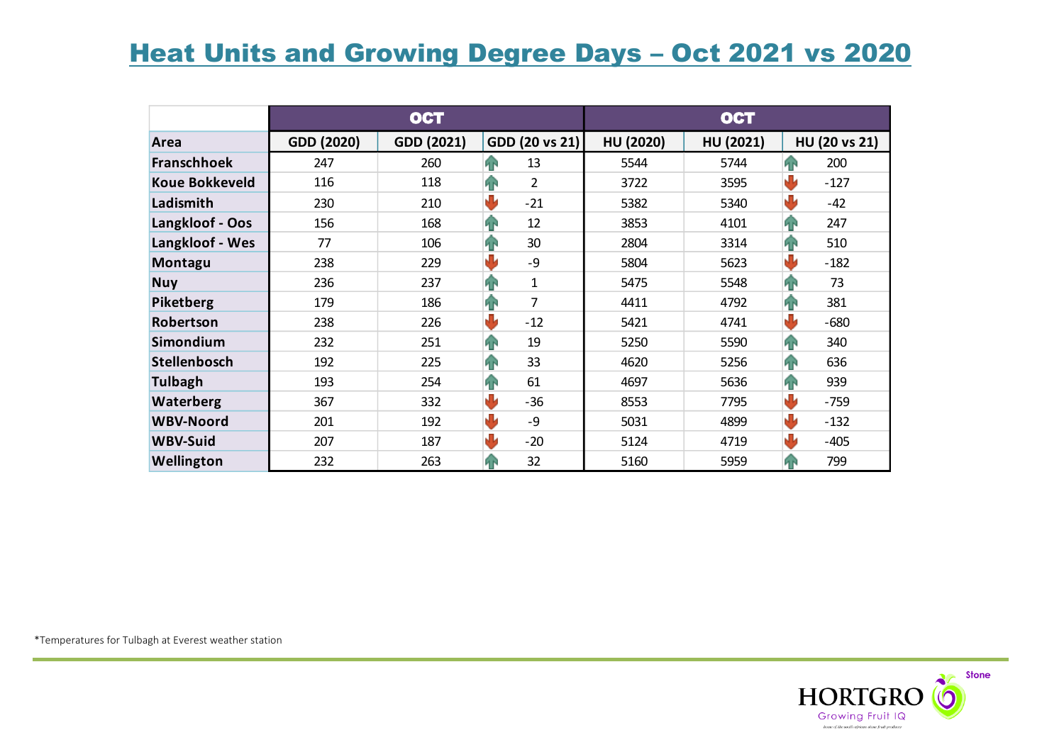# Heat Units and Growing Degree Days – Oct 2021 vs 2020

| | OCT | | | OCT | | |
|---|---|---|---|---|---|---|
| **Area** | **GDD (2020)** | **GDD (2021)** | **GDD (20 vs 21)** | **HU (2020)** | **HU (2021)** | **HU (20 vs 21)** |
| **Franschhoek** | 247 | 260 | 13 | 5544 | 5744 | 200 |
| **Koue Bokkeveld** | 116 | 118 | 2 | 3722 | 3595 | -127 |
| **Ladismith** | 230 | 210 | -21 | 5382 | 5340 | -42 |
| **Langkloof - Oos** | 156 | 168 | 12 | 3853 | 4101 | 247 |
| **Langkloof - Wes** | 77 | 106 | 30 | 2804 | 3314 | 510 |
| **Montagu** | 238 | 229 | -9 | 5804 | 5623 | -182 |
| **Nuy** | 236 | 237 | 1 | 5475 | 5548 | 73 |
| **Piketberg** | 179 | 186 | 7 | 4411 | 4792 | 381 |
| **Robertson** | 238 | 226 | -12 | 5421 | 4741 | -680 |
| **Simondium** | 232 | 251 | 19 | 5250 | 5590 | 340 |
| **Stellenbosch** | 192 | 225 | 33 | 4620 | 5256 | 636 |
| **Tulbagh** | 193 | 254 | 61 | 4697 | 5636 | 939 |
| **Waterberg** | 367 | 332 | -36 | 8553 | 7795 | -759 |
| **WBV-Noord** | 201 | 192 | -9 | 5031 | 4899 | -132 |
| **WBV-Suid** | 207 | 187 | -20 | 5124 | 4719 | -405 |
| **Wellington** | 232 | 263 | 32 | 5160 | 5959 | 799 |

*Temperatures for Tulbagh at Everest weather station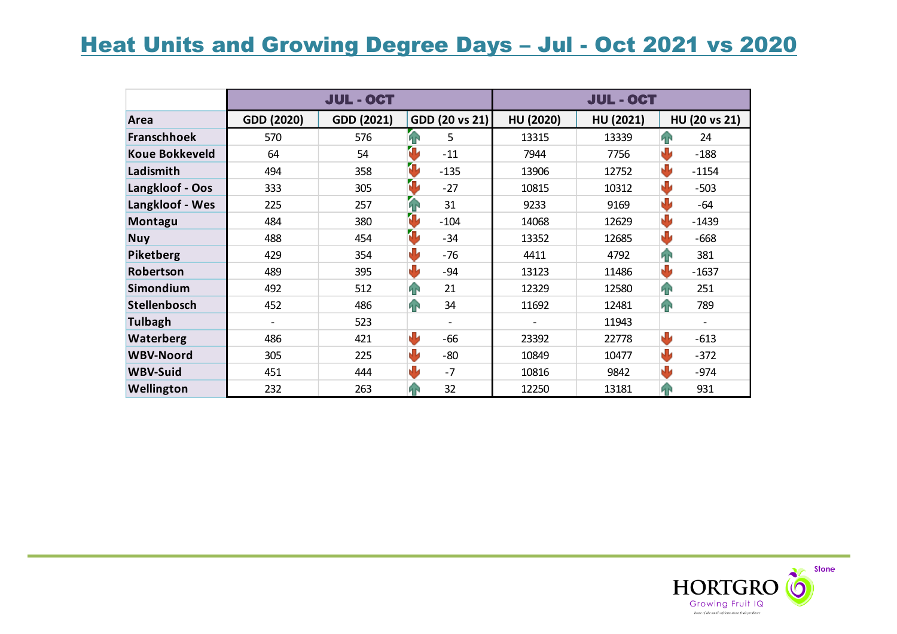# Heat Units and Growing Degree Days – Jul - Oct 2021 vs 2020

| | JUL - OCT | | | JUL - OCT | | |
|---|---|---|---|---|---|---|
| **Area** | **GDD (2020)** | **GDD (2021)** | **GDD (20 vs 21)** | **HU (2020)** | **HU (2021)** | **HU (20 vs 21)** |
| **Franschhoek** | 570 | 576 | 5 | 13315 | 13339 | 24 |
| **Koue Bokkeveld** | 64 | 54 | -11 | 7944 | 7756 | -188 |
| **Ladismith** | 494 | 358 | -135 | 13906 | 12752 | -1154 |
| **Langkloof - Oos** | 333 | 305 | -27 | 10815 | 10312 | -503 |
| **Langkloof - Wes** | 225 | 257 | 31 | 9233 | 9169 | -64 |
| **Montagu** | 484 | 380 | -104 | 14068 | 12629 | -1439 |
| **Nuy** | 488 | 454 | -34 | 13352 | 12685 | -668 |
| **Piketberg** | 429 | 354 | -76 | 4411 | 4792 | 381 |
| **Robertson** | 489 | 395 | -94 | 13123 | 11486 | -1637 |
| **Simondium** | 492 | 512 | 21 | 12329 | 12580 | 251 |
| **Stellenbosch** | 452 | 486 | 34 | 11692 | 12481 | 789 |
| **Tulbagh** | - | 523 | - | - | 11943 | - |
| **Waterberg** | 486 | 421 | -66 | 23392 | 22778 | -613 |
| **WBV-Noord** | 305 | 225 | -80 | 10849 | 10477 | -372 |
| **WBV-Suid** | 451 | 444 | -7 | 10816 | 9842 | -974 |
| **Wellington** | 232 | 263 | 32 | 12250 | 13181 | 931 |